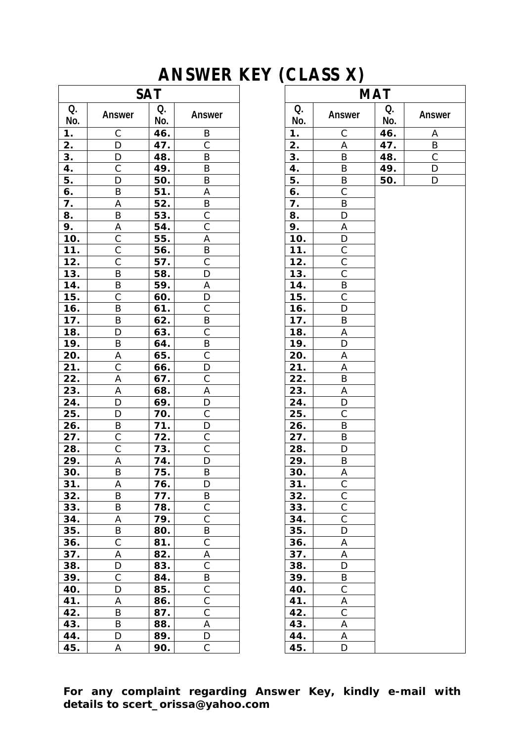# ANSWER KEY (CLASS X)

## SAT

| Q. No. | Answer | Q. No. | Answer |
|---|---|---|---|
| 1. | C | 46. | B |
| 2. | D | 47. | C |
| 3. | D | 48. | B |
| 4. | C | 49. | B |
| 5. | D | 50. | B |
| 6. | B | 51. | A |
| 7. | A | 52. | B |
| 8. | B | 53. | C |
| 9. | A | 54. | C |
| 10. | C | 55. | A |
| 11. | C | 56. | B |
| 12. | C | 57. | C |
| 13. | B | 58. | D |
| 14. | B | 59. | A |
| 15. | C | 60. | D |
| 16. | B | 61. | C |
| 17. | B | 62. | B |
| 18. | D | 63. | C |
| 19. | B | 64. | B |
| 20. | A | 65. | C |
| 21. | C | 66. | D |
| 22. | A | 67. | C |
| 23. | A | 68. | A |
| 24. | D | 69. | D |
| 25. | D | 70. | C |
| 26. | B | 71. | D |
| 27. | C | 72. | C |
| 28. | C | 73. | C |
| 29. | A | 74. | D |
| 30. | B | 75. | B |
| 31. | A | 76. | D |
| 32. | B | 77. | B |
| 33. | B | 78. | C |
| 34. | A | 79. | C |
| 35. | B | 80. | B |
| 36. | C | 81. | C |
| 37. | A | 82. | A |
| 38. | D | 83. | C |
| 39. | C | 84. | B |
| 40. | D | 85. | C |
| 41. | A | 86. | C |
| 42. | B | 87. | C |
| 43. | B | 88. | A |
| 44. | D | 89. | D |
| 45. | A | 90. | C |

## MAT

| Q. No. | Answer | Q. No. | Answer |
|---|---|---|---|
| 1. | C | 46. | A |
| 2. | A | 47. | B |
| 3. | B | 48. | C |
| 4. | B | 49. | D |
| 5. | B | 50. | D |
| 6. | C | | |
| 7. | B | | |
| 8. | D | | |
| 9. | A | | |
| 10. | D | | |
| 11. | C | | |
| 12. | C | | |
| 13. | C | | |
| 14. | B | | |
| 15. | C | | |
| 16. | D | | |
| 17. | B | | |
| 18. | A | | |
| 19. | D | | |
| 20. | A | | |
| 21. | A | | |
| 22. | B | | |
| 23. | A | | |
| 24. | D | | |
| 25. | C | | |
| 26. | B | | |
| 27. | B | | |
| 28. | D | | |
| 29. | B | | |
| 30. | A | | |
| 31. | C | | |
| 32. | C | | |
| 33. | C | | |
| 34. | C | | |
| 35. | D | | |
| 36. | A | | |
| 37. | A | | |
| 38. | D | | |
| 39. | B | | |
| 40. | C | | |
| 41. | A | | |
| 42. | C | | |
| 43. | A | | |
| 44. | A | | |
| 45. | D | | |

**For any complaint regarding Answer Key, kindly e-mail with details to scert_orissa@yahoo.com**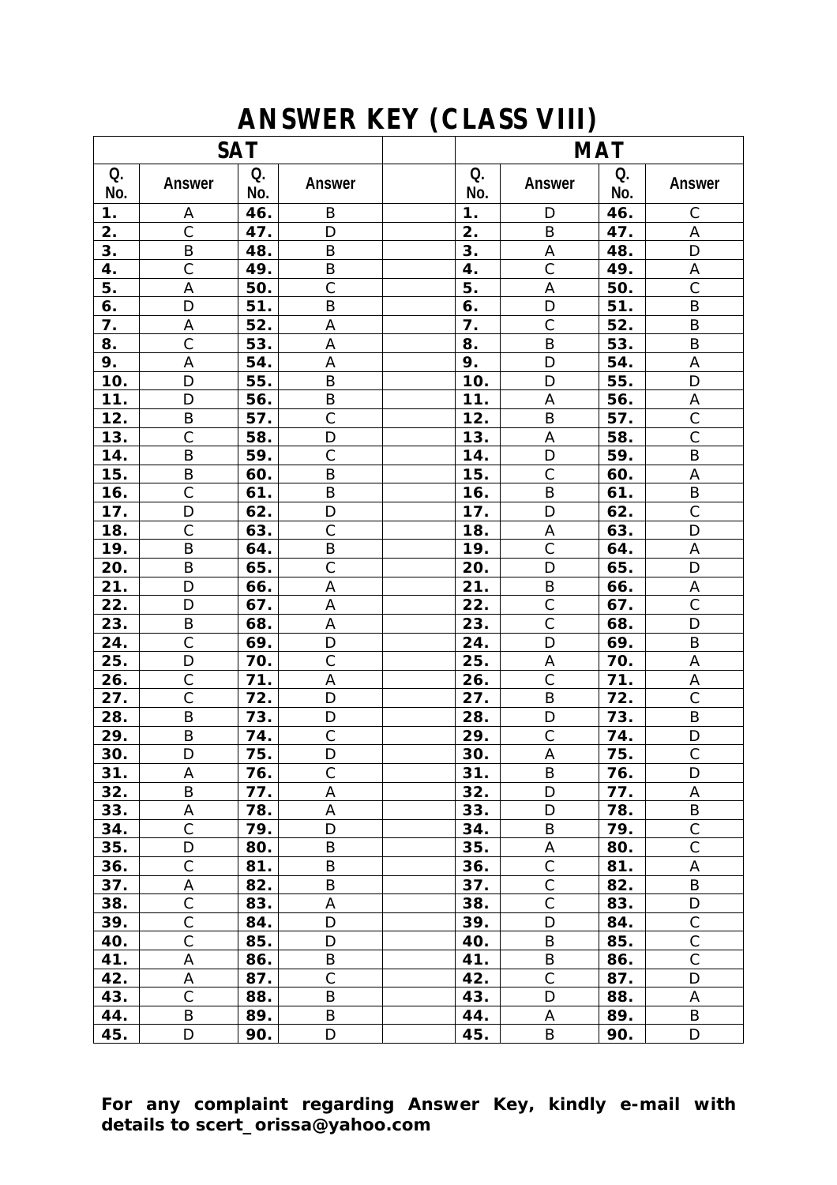# ANSWER KEY (CLASS VIII)

| SAT | | | | | MAT | | | |
|---|---|---|---|---|---|---|---|---|
| Q. No. | Answer | Q. No. | Answer | | Q. No. | Answer | Q. No. | Answer |
| 1. | A | 46. | B | | 1. | D | 46. | C |
| 2. | C | 47. | D | | 2. | B | 47. | A |
| 3. | B | 48. | B | | 3. | A | 48. | D |
| 4. | C | 49. | B | | 4. | C | 49. | A |
| 5. | A | 50. | C | | 5. | A | 50. | C |
| 6. | D | 51. | B | | 6. | D | 51. | B |
| 7. | A | 52. | A | | 7. | C | 52. | B |
| 8. | C | 53. | A | | 8. | B | 53. | B |
| 9. | A | 54. | A | | 9. | D | 54. | A |
| 10. | D | 55. | B | | 10. | D | 55. | D |
| 11. | D | 56. | B | | 11. | A | 56. | A |
| 12. | B | 57. | C | | 12. | B | 57. | C |
| 13. | C | 58. | D | | 13. | A | 58. | C |
| 14. | B | 59. | C | | 14. | D | 59. | B |
| 15. | B | 60. | B | | 15. | C | 60. | A |
| 16. | C | 61. | B | | 16. | B | 61. | B |
| 17. | D | 62. | D | | 17. | D | 62. | C |
| 18. | C | 63. | C | | 18. | A | 63. | D |
| 19. | B | 64. | B | | 19. | C | 64. | A |
| 20. | B | 65. | C | | 20. | D | 65. | D |
| 21. | D | 66. | A | | 21. | B | 66. | A |
| 22. | D | 67. | A | | 22. | C | 67. | C |
| 23. | B | 68. | A | | 23. | C | 68. | D |
| 24. | C | 69. | D | | 24. | D | 69. | B |
| 25. | D | 70. | C | | 25. | A | 70. | A |
| 26. | C | 71. | A | | 26. | C | 71. | A |
| 27. | C | 72. | D | | 27. | B | 72. | C |
| 28. | B | 73. | D | | 28. | D | 73. | B |
| 29. | B | 74. | C | | 29. | C | 74. | D |
| 30. | D | 75. | D | | 30. | A | 75. | C |
| 31. | A | 76. | C | | 31. | B | 76. | D |
| 32. | B | 77. | A | | 32. | D | 77. | A |
| 33. | A | 78. | A | | 33. | D | 78. | B |
| 34. | C | 79. | D | | 34. | B | 79. | C |
| 35. | D | 80. | B | | 35. | A | 80. | C |
| 36. | C | 81. | B | | 36. | C | 81. | A |
| 37. | A | 82. | B | | 37. | C | 82. | B |
| 38. | C | 83. | A | | 38. | C | 83. | D |
| 39. | C | 84. | D | | 39. | D | 84. | C |
| 40. | C | 85. | D | | 40. | B | 85. | C |
| 41. | A | 86. | B | | 41. | B | 86. | C |
| 42. | A | 87. | C | | 42. | C | 87. | D |
| 43. | C | 88. | B | | 43. | D | 88. | A |
| 44. | B | 89. | B | | 44. | A | 89. | B |
| 45. | D | 90. | D | | 45. | B | 90. | D |

**For any complaint regarding Answer Key, kindly e-mail with details to scert_orissa@yahoo.com**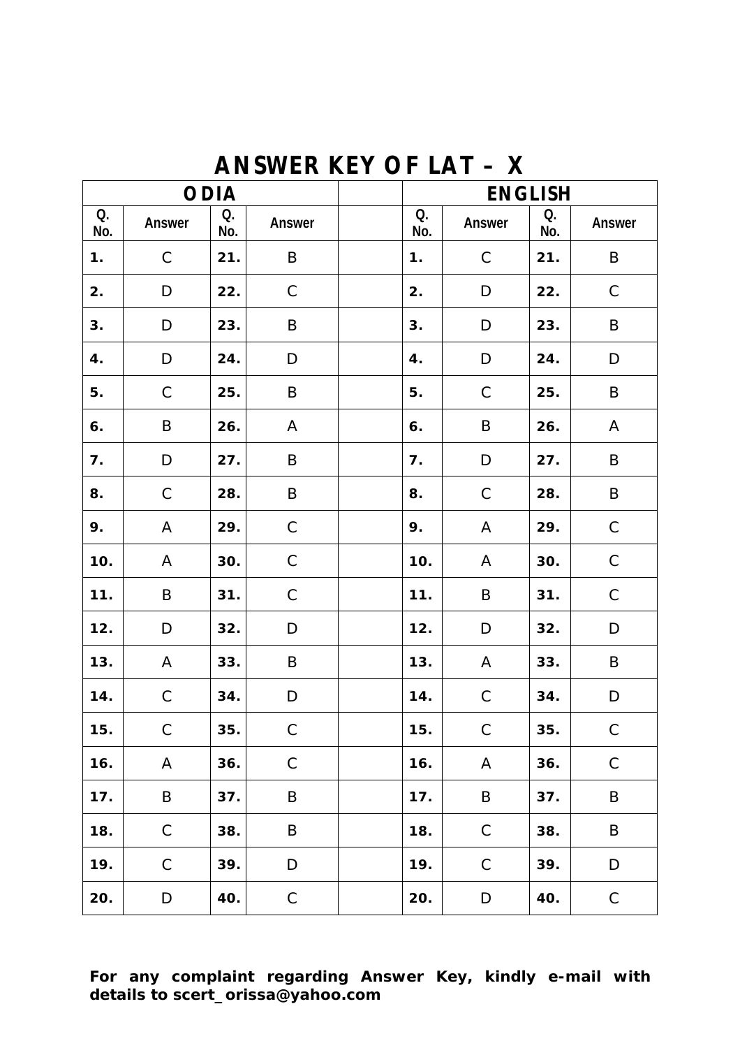# ANSWER KEY OF LAT – X

| ODIA | | | | | ENGLISH | | | |
|---|---|---|---|---|---|---|---|---|
| Q. No. | Answer | Q. No. | Answer | | Q. No. | Answer | Q. No. | Answer |
| **1.** | C | **21.** | B | | **1.** | C | **21.** | B |
| **2.** | D | **22.** | C | | **2.** | D | **22.** | C |
| **3.** | D | **23.** | B | | **3.** | D | **23.** | B |
| **4.** | D | **24.** | D | | **4.** | D | **24.** | D |
| **5.** | C | **25.** | B | | **5.** | C | **25.** | B |
| **6.** | B | **26.** | A | | **6.** | B | **26.** | A |
| **7.** | D | **27.** | B | | **7.** | D | **27.** | B |
| **8.** | C | **28.** | B | | **8.** | C | **28.** | B |
| **9.** | A | **29.** | C | | **9.** | A | **29.** | C |
| **10.** | A | **30.** | C | | **10.** | A | **30.** | C |
| **11.** | B | **31.** | C | | **11.** | B | **31.** | C |
| **12.** | D | **32.** | D | | **12.** | D | **32.** | D |
| **13.** | A | **33.** | B | | **13.** | A | **33.** | B |
| **14.** | C | **34.** | D | | **14.** | C | **34.** | D |
| **15.** | C | **35.** | C | | **15.** | C | **35.** | C |
| **16.** | A | **36.** | C | | **16.** | A | **36.** | C |
| **17.** | B | **37.** | B | | **17.** | B | **37.** | B |
| **18.** | C | **38.** | B | | **18.** | C | **38.** | B |
| **19.** | C | **39.** | D | | **19.** | C | **39.** | D |
| **20.** | D | **40.** | C | | **20.** | D | **40.** | C |

**For any complaint regarding Answer Key, kindly e-mail with details to scert_orissa@yahoo.com**